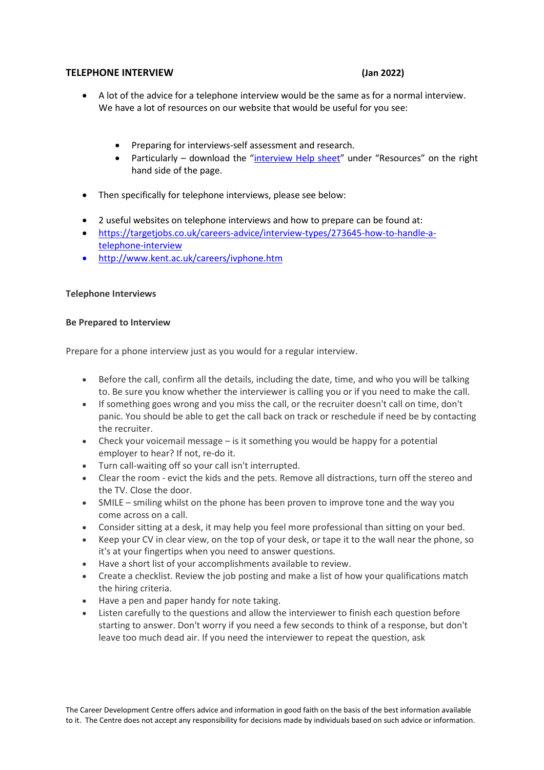**TELEPHONE INTERVIEW** **(Jan 2022)**

- A lot of the advice for a telephone interview would be the same as for a normal interview. We have a lot of resources on our website that would be useful for you see:

    - Preparing for interviews-self assessment and research.
    - Particularly – download the "interview Help sheet" under "Resources" on the right hand side of the page.

- Then specifically for telephone interviews, please see below:

- 2 useful websites on telephone interviews and how to prepare can be found at:
- https://targetjobs.co.uk/careers-advice/interview-types/273645-how-to-handle-a-telephone-interview
- http://www.kent.ac.uk/careers/ivphone.htm

**Telephone Interviews**

**Be Prepared to Interview**

Prepare for a phone interview just as you would for a regular interview.

- Before the call, confirm all the details, including the date, time, and who you will be talking to. Be sure you know whether the interviewer is calling you or if you need to make the call.
- If something goes wrong and you miss the call, or the recruiter doesn't call on time, don't panic. You should be able to get the call back on track or reschedule if need be by contacting the recruiter.
- Check your voicemail message – is it something you would be happy for a potential employer to hear? If not, re-do it.
- Turn call-waiting off so your call isn't interrupted.
- Clear the room - evict the kids and the pets. Remove all distractions, turn off the stereo and the TV. Close the door.
- SMILE – smiling whilst on the phone has been proven to improve tone and the way you come across on a call.
- Consider sitting at a desk, it may help you feel more professional than sitting on your bed.
- Keep your CV in clear view, on the top of your desk, or tape it to the wall near the phone, so it's at your fingertips when you need to answer questions.
- Have a short list of your accomplishments available to review.
- Create a checklist. Review the job posting and make a list of how your qualifications match the hiring criteria.
- Have a pen and paper handy for note taking.
- Listen carefully to the questions and allow the interviewer to finish each question before starting to answer. Don't worry if you need a few seconds to think of a response, but don't leave too much dead air. If you need the interviewer to repeat the question, ask

The Career Development Centre offers advice and information in good faith on the basis of the best information available to it. The Centre does not accept any responsibility for decisions made by individuals based on such advice or information.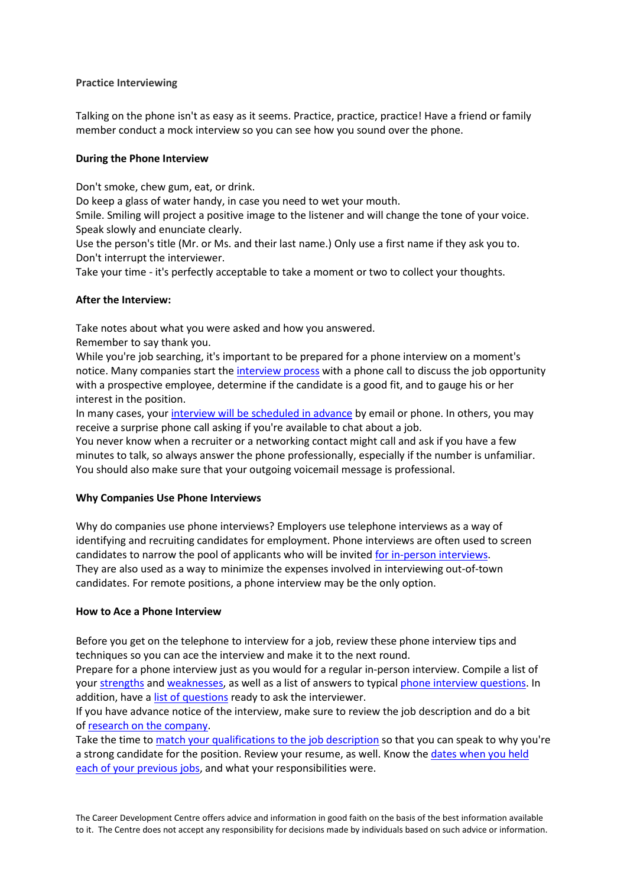**Practice Interviewing**

Talking on the phone isn't as easy as it seems. Practice, practice, practice! Have a friend or family member conduct a mock interview so you can see how you sound over the phone.

**During the Phone Interview**

Don't smoke, chew gum, eat, or drink.
Do keep a glass of water handy, in case you need to wet your mouth.
Smile. Smiling will project a positive image to the listener and will change the tone of your voice.
Speak slowly and enunciate clearly.
Use the person's title (Mr. or Ms. and their last name.) Only use a first name if they ask you to.
Don't interrupt the interviewer.
Take your time - it's perfectly acceptable to take a moment or two to collect your thoughts.

**After the Interview:**

Take notes about what you were asked and how you answered.
Remember to say thank you.
While you're job searching, it's important to be prepared for a phone interview on a moment's notice. Many companies start the interview process with a phone call to discuss the job opportunity with a prospective employee, determine if the candidate is a good fit, and to gauge his or her interest in the position.
In many cases, your interview will be scheduled in advance by email or phone. In others, you may receive a surprise phone call asking if you're available to chat about a job.
You never know when a recruiter or a networking contact might call and ask if you have a few minutes to talk, so always answer the phone professionally, especially if the number is unfamiliar. You should also make sure that your outgoing voicemail message is professional.

**Why Companies Use Phone Interviews**

Why do companies use phone interviews? Employers use telephone interviews as a way of identifying and recruiting candidates for employment. Phone interviews are often used to screen candidates to narrow the pool of applicants who will be invited for in-person interviews. They are also used as a way to minimize the expenses involved in interviewing out-of-town candidates. For remote positions, a phone interview may be the only option.

**How to Ace a Phone Interview**

Before you get on the telephone to interview for a job, review these phone interview tips and techniques so you can ace the interview and make it to the next round.
Prepare for a phone interview just as you would for a regular in-person interview. Compile a list of your strengths and weaknesses, as well as a list of answers to typical phone interview questions. In addition, have a list of questions ready to ask the interviewer.
If you have advance notice of the interview, make sure to review the job description and do a bit of research on the company.
Take the time to match your qualifications to the job description so that you can speak to why you're a strong candidate for the position. Review your resume, as well. Know the dates when you held each of your previous jobs, and what your responsibilities were.

The Career Development Centre offers advice and information in good faith on the basis of the best information available to it. The Centre does not accept any responsibility for decisions made by individuals based on such advice or information.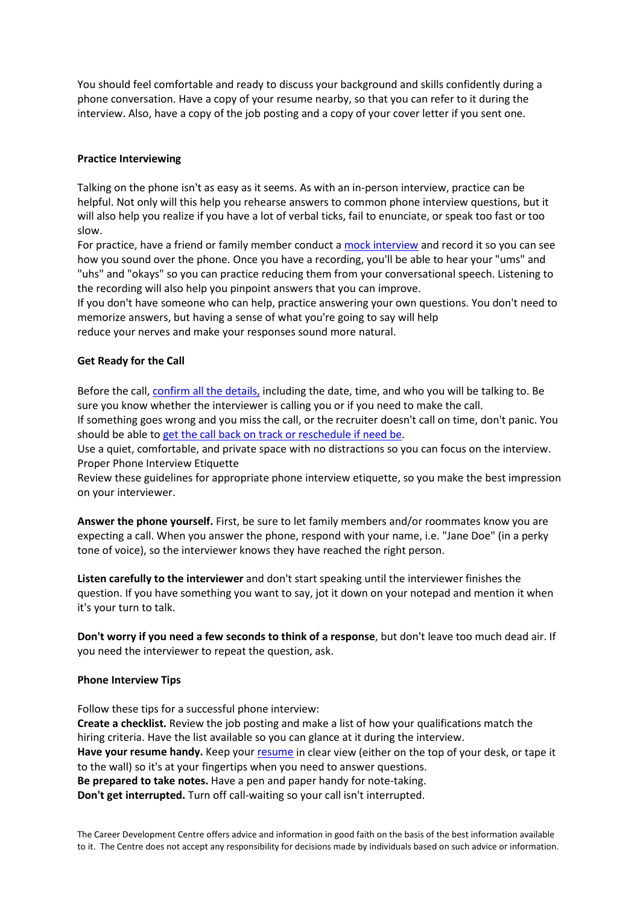You should feel comfortable and ready to discuss your background and skills confidently during a phone conversation. Have a copy of your resume nearby, so that you can refer to it during the interview. Also, have a copy of the job posting and a copy of your cover letter if you sent one.

**Practice Interviewing**

Talking on the phone isn't as easy as it seems. As with an in-person interview, practice can be helpful. Not only will this help you rehearse answers to common phone interview questions, but it will also help you realize if you have a lot of verbal ticks, fail to enunciate, or speak too fast or too slow.

For practice, have a friend or family member conduct a mock interview and record it so you can see how you sound over the phone. Once you have a recording, you'll be able to hear your "ums" and "uhs" and "okays" so you can practice reducing them from your conversational speech. Listening to the recording will also help you pinpoint answers that you can improve.

If you don't have someone who can help, practice answering your own questions. You don't need to memorize answers, but having a sense of what you're going to say will help reduce your nerves and make your responses sound more natural.

**Get Ready for the Call**

Before the call, confirm all the details, including the date, time, and who you will be talking to. Be sure you know whether the interviewer is calling you or if you need to make the call.

If something goes wrong and you miss the call, or the recruiter doesn't call on time, don't panic. You should be able to get the call back on track or reschedule if need be.

Use a quiet, comfortable, and private space with no distractions so you can focus on the interview.

Proper Phone Interview Etiquette

Review these guidelines for appropriate phone interview etiquette, so you make the best impression on your interviewer.

**Answer the phone yourself.** First, be sure to let family members and/or roommates know you are expecting a call. When you answer the phone, respond with your name, i.e. "Jane Doe" (in a perky tone of voice), so the interviewer knows they have reached the right person.

**Listen carefully to the interviewer** and don't start speaking until the interviewer finishes the question. If you have something you want to say, jot it down on your notepad and mention it when it's your turn to talk.

**Don't worry if you need a few seconds to think of a response**, but don't leave too much dead air. If you need the interviewer to repeat the question, ask.

**Phone Interview Tips**

Follow these tips for a successful phone interview:

**Create a checklist.** Review the job posting and make a list of how your qualifications match the hiring criteria. Have the list available so you can glance at it during the interview.

**Have your resume handy.** Keep your resume in clear view (either on the top of your desk, or tape it to the wall) so it's at your fingertips when you need to answer questions.

**Be prepared to take notes.** Have a pen and paper handy for note-taking.

**Don't get interrupted.** Turn off call-waiting so your call isn't interrupted.

The Career Development Centre offers advice and information in good faith on the basis of the best information available to it. The Centre does not accept any responsibility for decisions made by individuals based on such advice or information.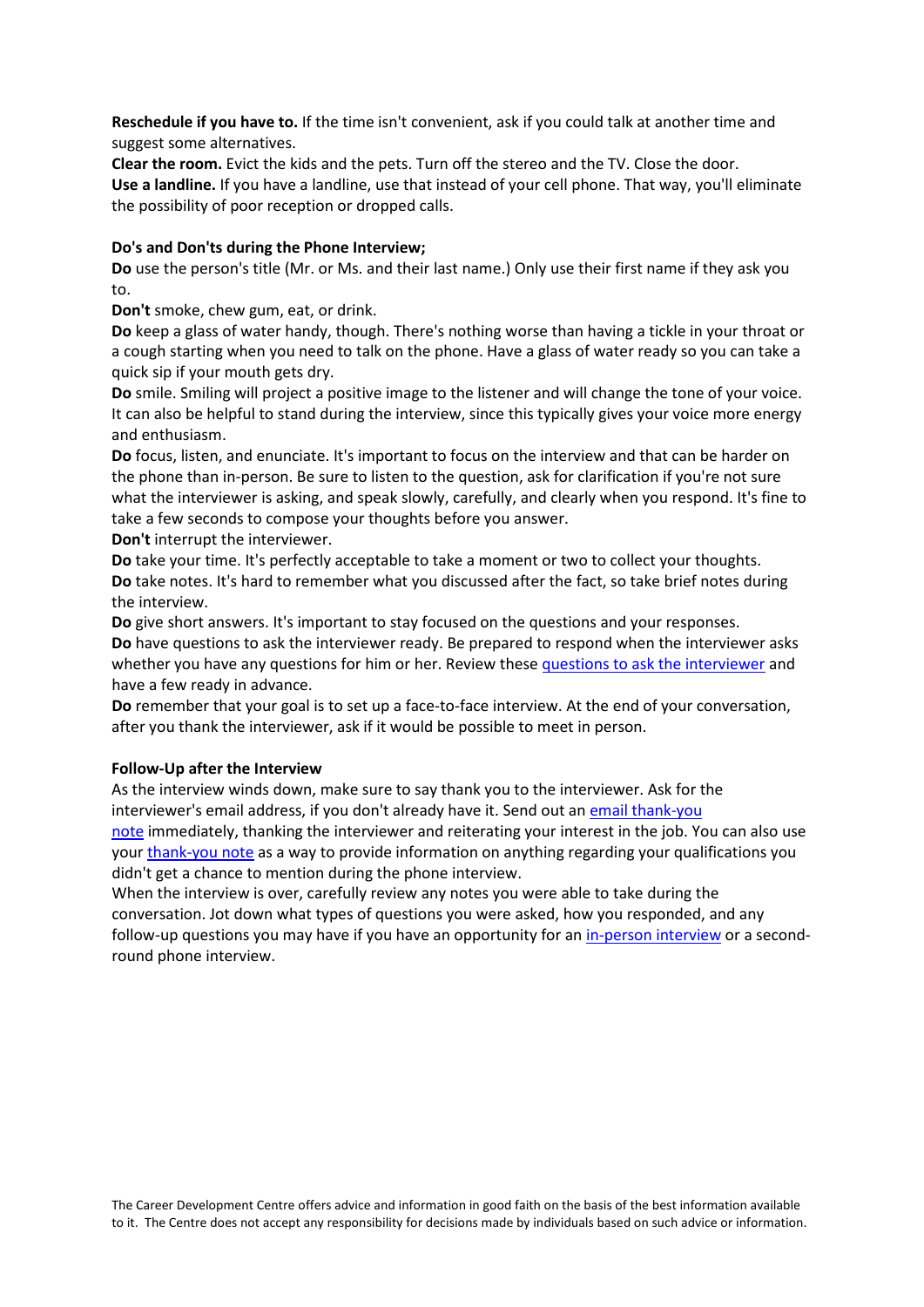**Reschedule if you have to.** If the time isn't convenient, ask if you could talk at another time and suggest some alternatives.

**Clear the room.** Evict the kids and the pets. Turn off the stereo and the TV. Close the door.

**Use a landline.** If you have a landline, use that instead of your cell phone. That way, you'll eliminate the possibility of poor reception or dropped calls.

**Do's and Don'ts during the Phone Interview;**

**Do** use the person's title (Mr. or Ms. and their last name.) Only use their first name if they ask you to.

**Don't** smoke, chew gum, eat, or drink.

**Do** keep a glass of water handy, though. There's nothing worse than having a tickle in your throat or a cough starting when you need to talk on the phone. Have a glass of water ready so you can take a quick sip if your mouth gets dry.

**Do** smile. Smiling will project a positive image to the listener and will change the tone of your voice. It can also be helpful to stand during the interview, since this typically gives your voice more energy and enthusiasm.

**Do** focus, listen, and enunciate. It's important to focus on the interview and that can be harder on the phone than in-person. Be sure to listen to the question, ask for clarification if you're not sure what the interviewer is asking, and speak slowly, carefully, and clearly when you respond. It's fine to take a few seconds to compose your thoughts before you answer.

**Don't** interrupt the interviewer.

**Do** take your time. It's perfectly acceptable to take a moment or two to collect your thoughts.

**Do** take notes. It's hard to remember what you discussed after the fact, so take brief notes during the interview.

**Do** give short answers. It's important to stay focused on the questions and your responses.

**Do** have questions to ask the interviewer ready. Be prepared to respond when the interviewer asks whether you have any questions for him or her. Review these questions to ask the interviewer and have a few ready in advance.

**Do** remember that your goal is to set up a face-to-face interview. At the end of your conversation, after you thank the interviewer, ask if it would be possible to meet in person.

**Follow-Up after the Interview**

As the interview winds down, make sure to say thank you to the interviewer. Ask for the interviewer's email address, if you don't already have it. Send out an email thank-you note immediately, thanking the interviewer and reiterating your interest in the job. You can also use your thank-you note as a way to provide information on anything regarding your qualifications you didn't get a chance to mention during the phone interview.

When the interview is over, carefully review any notes you were able to take during the conversation. Jot down what types of questions you were asked, how you responded, and any follow-up questions you may have if you have an opportunity for an in-person interview or a second-round phone interview.

The Career Development Centre offers advice and information in good faith on the basis of the best information available to it. The Centre does not accept any responsibility for decisions made by individuals based on such advice or information.